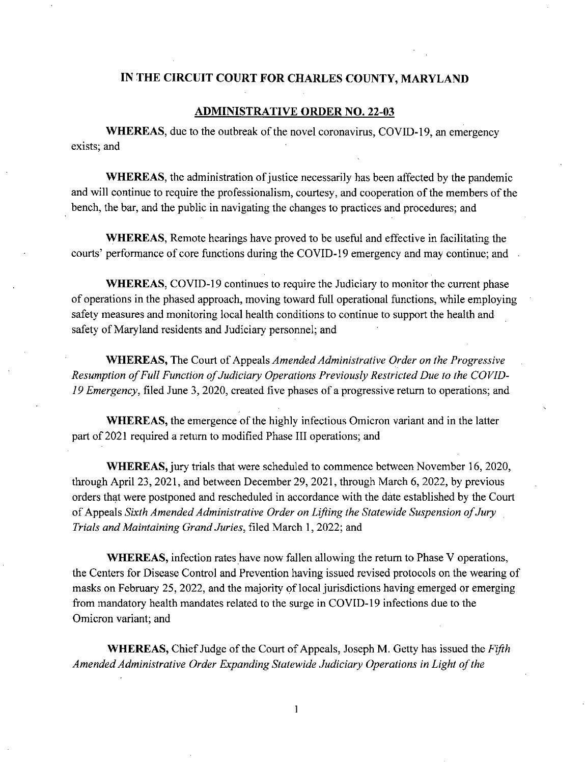# IN THE CIRCUIT COURT FOR CHARLES COUNTY, MARYLAND

## ADMINISTRATIVE ORDER NO. 22-03

**WHEREAS**, due to the outbreak of the novel coronavirus, COVID-19, an emergency exists; and

**WHEREAS**, the administration of justice necessarily has been affected by the pandemic and will continue to require the professionalism, courtesy, and cooperation of the members of the bench, the bar, and the public in navigating the changes to practices and procedures; and

**WHEREAS**, Remote hearings have proved to be useful and effective in facilitating the courts' performance of core functions during the COVID-19 emergency and may continue; and

**WHEREAS**, COVID-19 continues to require the Judiciary to monitor the current phase of operations in the phased approach, moving toward full operational functions, while employing safety measures and monitoring local health conditions to continue to support the health and safety of Maryland residents and Judiciary personnel; and

**WHEREAS,** The Court of Appeals *Amended Administrative Order on the Progressive Resumption of Full Function of Judiciary Operations Previously Restricted Due to the COVID-19 Emergency*, filed June 3, 2020, created five phases of a progressive return to operations; and

**WHEREAS,** the emergence of the highly infectious Omicron variant and in the latter part of 2021 required a return to modified Phase III operations; and

**WHEREAS,** jury trials that were scheduled to commence between November 16, 2020, through April 23, 2021, and between December 29, 2021, through March 6, 2022, by previous orders that were postponed and rescheduled in accordance with the date established by the Court of Appeals *Sixth Amended Administrative Order on Lifting the Statewide Suspension of Jury Trials and Maintaining Grand Juries*, filed March 1, 2022; and

**WHEREAS,** infection rates have now fallen allowing the return to Phase V operations, the Centers for Disease Control and Prevention having issued revised protocols on the wearing of masks on February 25, 2022, and the majority of local jurisdictions having emerged or emerging from mandatory health mandates related to the surge in COVID-19 infections due to the Omicron variant; and

**WHEREAS,** Chief Judge of the Court of Appeals, Joseph M. Getty has issued the *Fifth Amended Administrative Order Expanding Statewide Judiciary Operations in Light of the*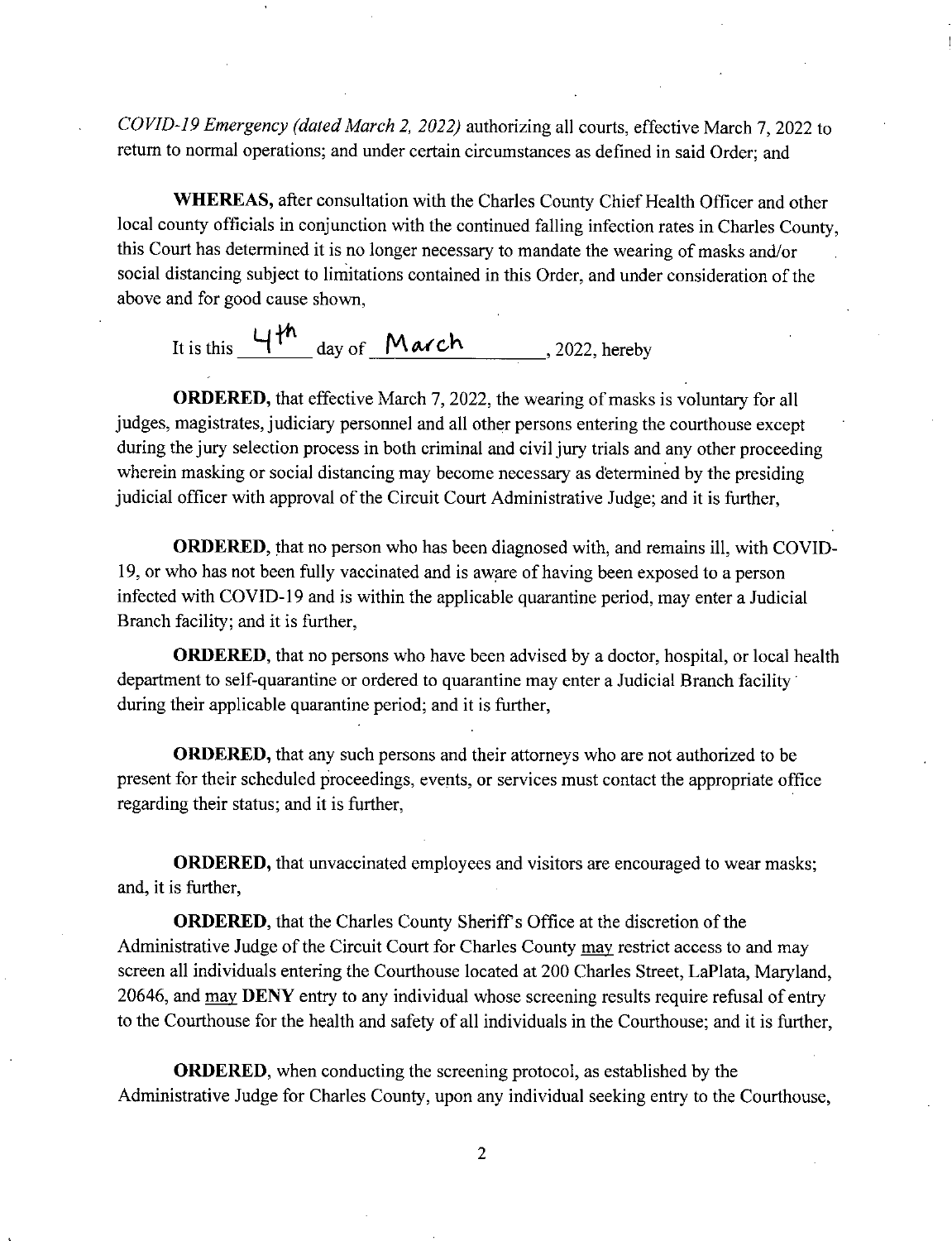*COVID-19 Emergency (dated March 2, 2022)* authorizing all courts, effective March 7, 2022 to return to normal operations; and under certain circumstances as defined in said Order; and

**WHEREAS,** after consultation with the Charles County Chief Health Officer and other local county officials in conjunction with the continued falling infection rates in Charles County, this Court has determined it is no longer necessary to mandate the wearing of masks and/or social distancing subject to limitations contained in this Order, and under consideration of the above and for good cause shown,

It is this 4th day of March, 2022, hereby

**ORDERED,** that effective March 7, 2022, the wearing of masks is voluntary for all judges, magistrates, judiciary personnel and all other persons entering the courthouse except during the jury selection process in both criminal and civil jury trials and any other proceeding wherein masking or social distancing may become necessary as determined by the presiding judicial officer with approval of the Circuit Court Administrative Judge; and it is further,

**ORDERED,** that no person who has been diagnosed with, and remains ill, with COVID-19, or who has not been fully vaccinated and is aware of having been exposed to a person infected with COVID-19 and is within the applicable quarantine period, may enter a Judicial Branch facility; and it is further,

**ORDERED,** that no persons who have been advised by a doctor, hospital, or local health department to self-quarantine or ordered to quarantine may enter a Judicial Branch facility during their applicable quarantine period; and it is further,

**ORDERED,** that any such persons and their attorneys who are not authorized to be present for their scheduled proceedings, events, or services must contact the appropriate office regarding their status; and it is further,

**ORDERED,** that unvaccinated employees and visitors are encouraged to wear masks; and, it is further,

**ORDERED,** that the Charles County Sheriff's Office at the discretion of the Administrative Judge of the Circuit Court for Charles County may restrict access to and may screen all individuals entering the Courthouse located at 200 Charles Street, LaPlata, Maryland, 20646, and may **DENY** entry to any individual whose screening results require refusal of entry to the Courthouse for the health and safety of all individuals in the Courthouse; and it is further,

**ORDERED**, when conducting the screening protocol, as established by the Administrative Judge for Charles County, upon any individual seeking entry to the Courthouse,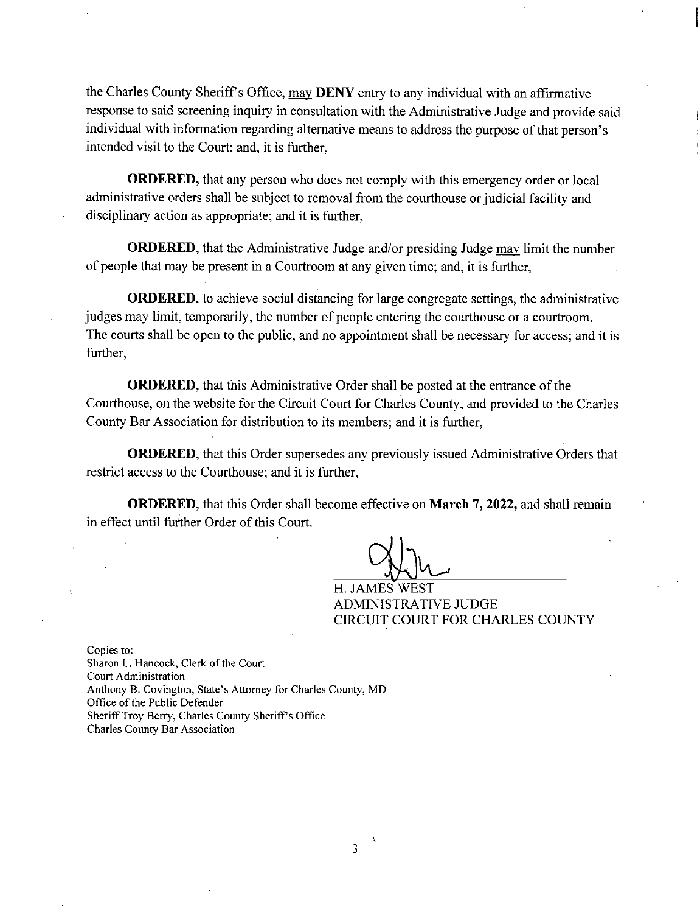the Charles County Sheriff's Office, may **DENY** entry to any individual with an affirmative response to said screening inquiry in consultation with the Administrative Judge and provide said individual with information regarding alternative means to address the purpose of that person's intended visit to the Court; and, it is further,

**ORDERED,** that any person who does not comply with this emergency order or local administrative orders shall be subject to removal from the courthouse or judicial facility and disciplinary action as appropriate; and it is further,

**ORDERED,** that the Administrative Judge and/or presiding Judge may limit the number of people that may be present in a Courtroom at any given time; and, it is further,

**ORDERED,** to achieve social distancing for large congregate settings, the administrative judges may limit, temporarily, the number of people entering the courthouse or a courtroom. The courts shall be open to the public, and no appointment shall be necessary for access; and it is further,

**ORDERED,** that this Administrative Order shall be posted at the entrance of the Courthouse, on the website for the Circuit Court for Charles County, and provided to the Charles County Bar Association for distribution to its members; and it is further,

**ORDERED,** that this Order supersedes any previously issued Administrative Orders that restrict access to the Courthouse; and it is further,

**ORDERED,** that this Order shall become effective on **March 7, 2022,** and shall remain in effect until further Order of this Court.

H. JAMES WEST
ADMINISTRATIVE JUDGE
CIRCUIT COURT FOR CHARLES COUNTY

Copies to:
Sharon L. Hancock, Clerk of the Court
Court Administration
Anthony B. Covington, State's Attorney for Charles County, MD
Office of the Public Defender
Sheriff Troy Berry, Charles County Sheriff's Office
Charles County Bar Association